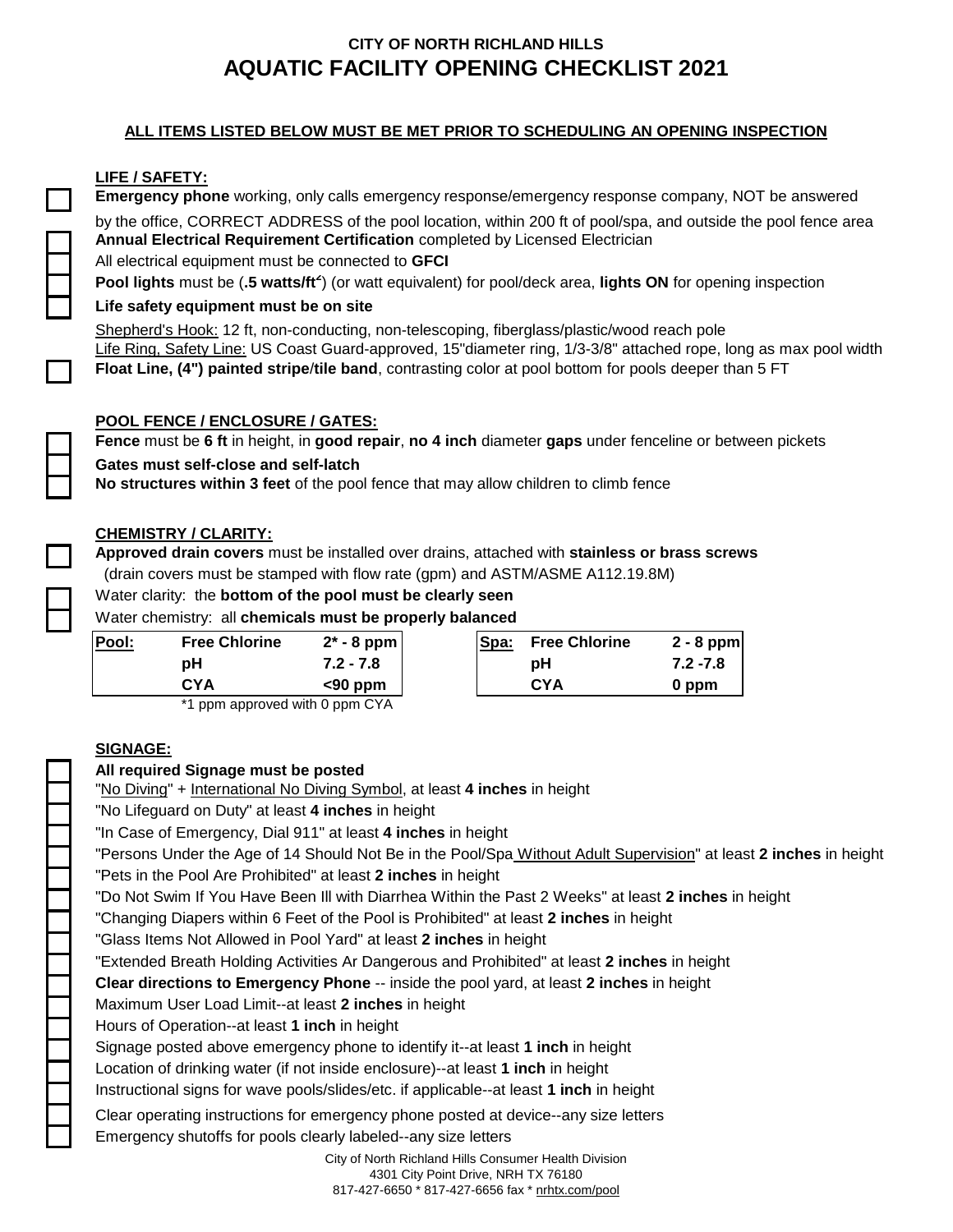# CITY OF NORTH RICHLAND HILLS
# AQUATIC FACILITY OPENING CHECKLIST 2021

**ALL ITEMS LISTED BELOW MUST BE MET PRIOR TO SCHEDULING AN OPENING INSPECTION**

## LIFE / SAFETY:

- ☐ **Emergency phone** working, only calls emergency response/emergency response company, NOT be answered by the office, CORRECT ADDRESS of the pool location, within 200 ft of pool/spa, and outside the pool fence area
- ☐ **Annual Electrical Requirement Certification** completed by Licensed Electrician
- ☐ All electrical equipment must be connected to **GFCI**
- ☐ **Pool lights** must be (**.5 watts/ft$^2$**) (or watt equivalent) for pool/deck area, **lights ON** for opening inspection
- ☐ **Life safety equipment must be on site**

  Shepherd's Hook: 12 ft, non-conducting, non-telescoping, fiberglass/plastic/wood reach pole

  Life Ring, Safety Line: US Coast Guard-approved, 15"diameter ring, 1/3-3/8" attached rope, long as max pool width
- ☐ **Float Line, (4") painted stripe/tile band**, contrasting color at pool bottom for pools deeper than 5 FT

## POOL FENCE / ENCLOSURE / GATES:

- ☐ **Fence** must be **6 ft** in height, in **good repair**, **no 4 inch** diameter **gaps** under fenceline or between pickets
- ☐ **Gates must self-close and self-latch**
- ☐ **No structures within 3 feet** of the pool fence that may allow children to climb fence

## CHEMISTRY / CLARITY:

- ☐ **Approved drain covers** must be installed over drains, attached with **stainless or brass screws**
  (drain covers must be stamped with flow rate (gpm) and ASTM/ASME A112.19.8M)
- ☐ Water clarity: the **bottom of the pool must be clearly seen**
- ☐ Water chemistry: all **chemicals must be properly balanced**

| Pool: | | |
|---|---|---|
| | **Free Chlorine** | **2* - 8 ppm** |
| | **pH** | **7.2 - 7.8** |
| | **CYA** | **<90 ppm** |

*1 ppm approved with 0 ppm CYA

| Spa: | | |
|---|---|---|
| | **Free Chlorine** | **2 - 8 ppm** |
| | **pH** | **7.2 -7.8** |
| | **CYA** | **0 ppm** |

## SIGNAGE:

- ☐ **All required Signage must be posted**
- ☐ "No Diving" + International No Diving Symbol, at least **4 inches** in height
- ☐ "No Lifeguard on Duty" at least **4 inches** in height
- ☐ "In Case of Emergency, Dial 911" at least **4 inches** in height
- ☐ "Persons Under the Age of 14 Should Not Be in the Pool/Spa Without Adult Supervision" at least **2 inches** in height
- ☐ "Pets in the Pool Are Prohibited" at least **2 inches** in height
- ☐ "Do Not Swim If You Have Been Ill with Diarrhea Within the Past 2 Weeks" at least **2 inches** in height
- ☐ "Changing Diapers within 6 Feet of the Pool is Prohibited" at least **2 inches** in height
- ☐ "Glass Items Not Allowed in Pool Yard" at least **2 inches** in height
- ☐ "Extended Breath Holding Activities Ar Dangerous and Prohibited" at least **2 inches** in height
- ☐ **Clear directions to Emergency Phone** -- inside the pool yard, at least **2 inches** in height
- ☐ Maximum User Load Limit--at least **2 inches** in height
- ☐ Hours of Operation--at least **1 inch** in height
- ☐ Signage posted above emergency phone to identify it--at least **1 inch** in height
- ☐ Location of drinking water (if not inside enclosure)--at least **1 inch** in height
- ☐ Instructional signs for wave pools/slides/etc. if applicable--at least **1 inch** in height
- ☐ Clear operating instructions for emergency phone posted at device--any size letters
- ☐ Emergency shutoffs for pools clearly labeled--any size letters

City of North Richland Hills Consumer Health Division
4301 City Point Drive, NRH TX 76180
817-427-6650 * 817-427-6656 fax * nrhtx.com/pool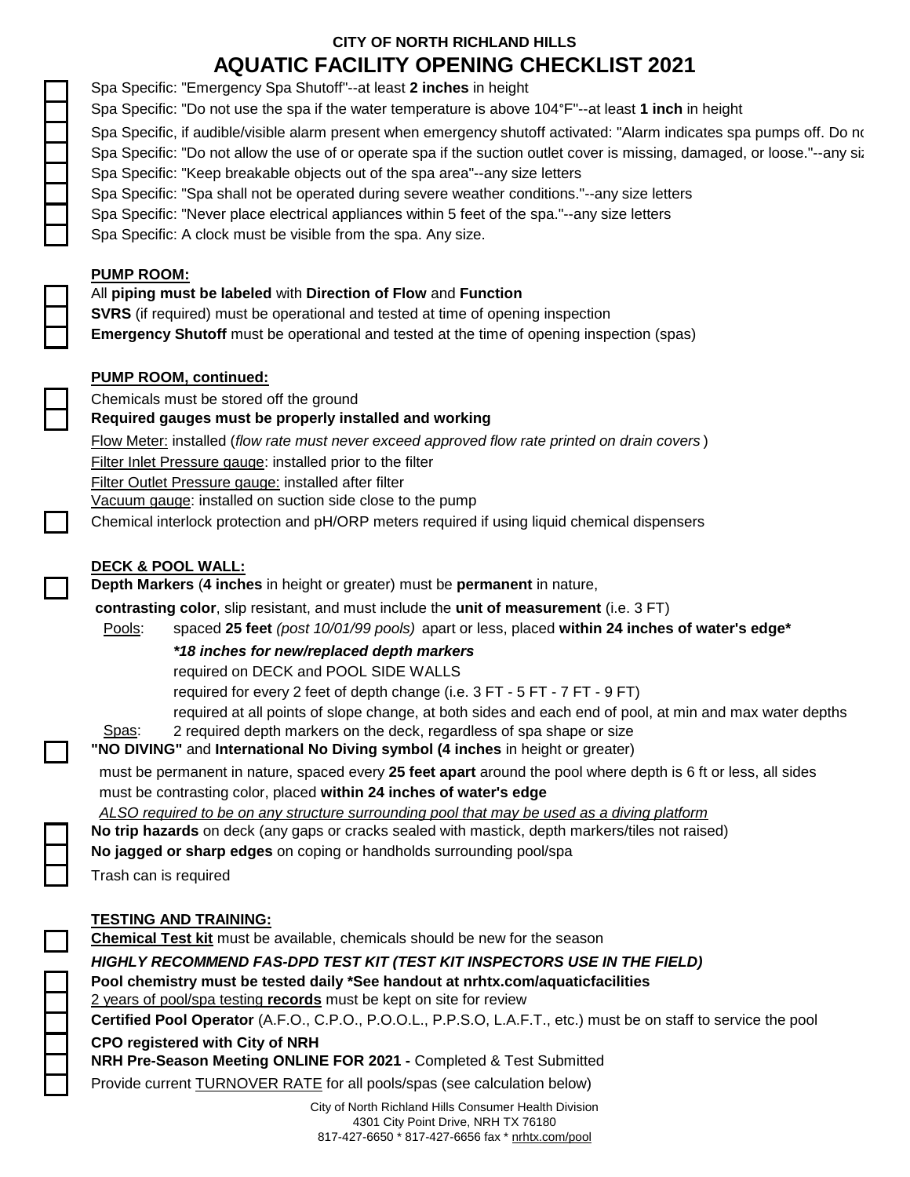## CITY OF NORTH RICHLAND HILLS
# AQUATIC FACILITY OPENING CHECKLIST 2021

- ☐ Spa Specific: "Emergency Spa Shutoff"--at least **2 inches** in height
- ☐ Spa Specific: "Do not use the spa if the water temperature is above 104°F"--at least **1 inch** in height
- ☐ Spa Specific, if audible/visible alarm present when emergency shutoff activated: "Alarm indicates spa pumps off. Do no
- ☐ Spa Specific: "Do not allow the use of or operate spa if the suction outlet cover is missing, damaged, or loose."--any siz
- ☐ Spa Specific: "Keep breakable objects out of the spa area"--any size letters
- ☐ Spa Specific: "Spa shall not be operated during severe weather conditions."--any size letters
- ☐ Spa Specific: "Never place electrical appliances within 5 feet of the spa."--any size letters
- ☐ Spa Specific: A clock must be visible from the spa. Any size.

### PUMP ROOM:

- ☐ All **piping must be labeled** with **Direction of Flow** and **Function**
- ☐ **SVRS** (if required) must be operational and tested at time of opening inspection
- ☐ **Emergency Shutoff** must be operational and tested at the time of opening inspection (spas)

### PUMP ROOM, continued:

- ☐ Chemicals must be stored off the ground
- ☐ **Required gauges must be properly installed and working**
  - Flow Meter: installed (*flow rate must never exceed approved flow rate printed on drain covers*)
  - Filter Inlet Pressure gauge: installed prior to the filter
  - Filter Outlet Pressure gauge: installed after filter
  - Vacuum gauge: installed on suction side close to the pump
- ☐ Chemical interlock protection and pH/ORP meters required if using liquid chemical dispensers

### DECK & POOL WALL:

- ☐ **Depth Markers** (**4 inches** in height or greater) must be **permanent** in nature, **contrasting color**, slip resistant, and must include the **unit of measurement** (i.e. 3 FT)
  - Pools: spaced **25 feet** *(post 10/01/99 pools)* apart or less, placed **within 24 inches of water's edge***
    - ***18 inches for new/replaced depth markers***
    - required on DECK and POOL SIDE WALLS
    - required for every 2 feet of depth change (i.e. 3 FT - 5 FT - 7 FT - 9 FT)
    - required at all points of slope change, at both sides and each end of pool, at min and max water depths
  - Spas: 2 required depth markers on the deck, regardless of spa shape or size
- ☐ **"NO DIVING"** and **International No Diving symbol (4 inches** in height or greater) must be permanent in nature, spaced every **25 feet apart** around the pool where depth is 6 ft or less, all sides must be contrasting color, placed **within 24 inches of water's edge**
  - *ALSO required to be on any structure surrounding pool that may be used as a diving platform*
- ☐ **No trip hazards** on deck (any gaps or cracks sealed with mastick, depth markers/tiles not raised)
- ☐ **No jagged or sharp edges** on coping or handholds surrounding pool/spa
- ☐ Trash can is required

### TESTING AND TRAINING:

- ☐ **Chemical Test kit** must be available, chemicals should be new for the season
  - ***HIGHLY RECOMMEND FAS-DPD TEST KIT (TEST KIT INSPECTORS USE IN THE FIELD)***
- ☐ **Pool chemistry must be tested daily *See handout at nrhtx.com/aquaticfacilities**
- ☐ 2 years of pool/spa testing **records** must be kept on site for review
- ☐ **Certified Pool Operator** (A.F.O., C.P.O., P.O.O.L., P.P.S.O, L.A.F.T., etc.) must be on staff to service the pool
- ☐ **CPO registered with City of NRH**
- ☐ **NRH Pre-Season Meeting ONLINE FOR 2021 -** Completed & Test Submitted
- ☐ Provide current TURNOVER RATE for all pools/spas (see calculation below)

City of North Richland Hills Consumer Health Division
4301 City Point Drive, NRH TX 76180
817-427-6650 * 817-427-6656 fax * nrhtx.com/pool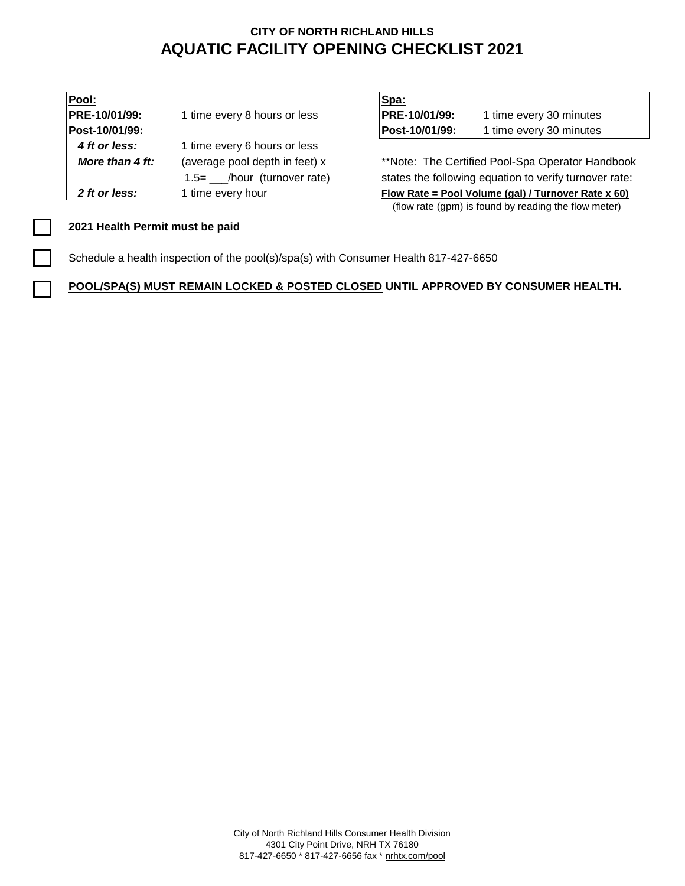# CITY OF NORTH RICHLAND HILLS

# AQUATIC FACILITY OPENING CHECKLIST 2021

| **Pool:** | |
|---|---|
| **PRE-10/01/99:** | 1 time every 8 hours or less |
| **Post-10/01/99:** | |
| ***4 ft or less:*** | 1 time every 6 hours or less |
| ***More than 4 ft:*** | (average pool depth in feet) x 1.5= ___/hour (turnover rate) |
| ***2 ft or less:*** | 1 time every hour |

| **Spa:** | |
|---|---|
| **PRE-10/01/99:** | 1 time every 30 minutes |
| **Post-10/01/99:** | 1 time every 30 minutes |

**Note: The Certified Pool-Spa Operator Handbook states the following equation to verify turnover rate:

**Flow Rate = Pool Volume (gal) / Turnover Rate x 60)**

(flow rate (gpm) is found by reading the flow meter)

- [ ] **2021 Health Permit must be paid**
- [ ] Schedule a health inspection of the pool(s)/spa(s) with Consumer Health 817-427-6650
- [ ] **POOL/SPA(S) MUST REMAIN LOCKED & POSTED CLOSED UNTIL APPROVED BY CONSUMER HEALTH.**

City of North Richland Hills Consumer Health Division
4301 City Point Drive, NRH TX 76180
817-427-6650 * 817-427-6656 fax * nrhtx.com/pool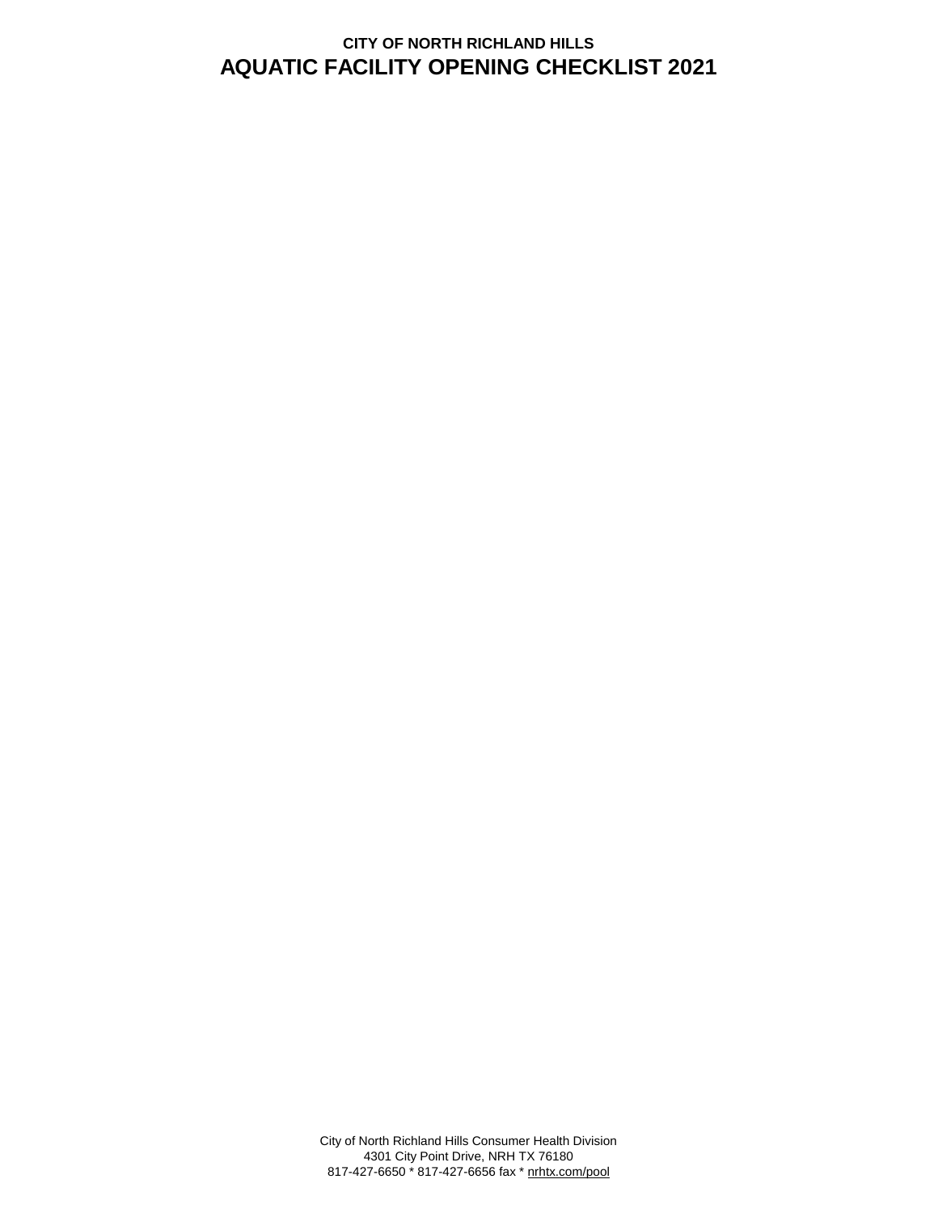## CITY OF NORTH RICHLAND HILLS

# AQUATIC FACILITY OPENING CHECKLIST 2021

City of North Richland Hills Consumer Health Division
4301 City Point Drive, NRH TX 76180
817-427-6650 * 817-427-6656 fax * nrhtx.com/pool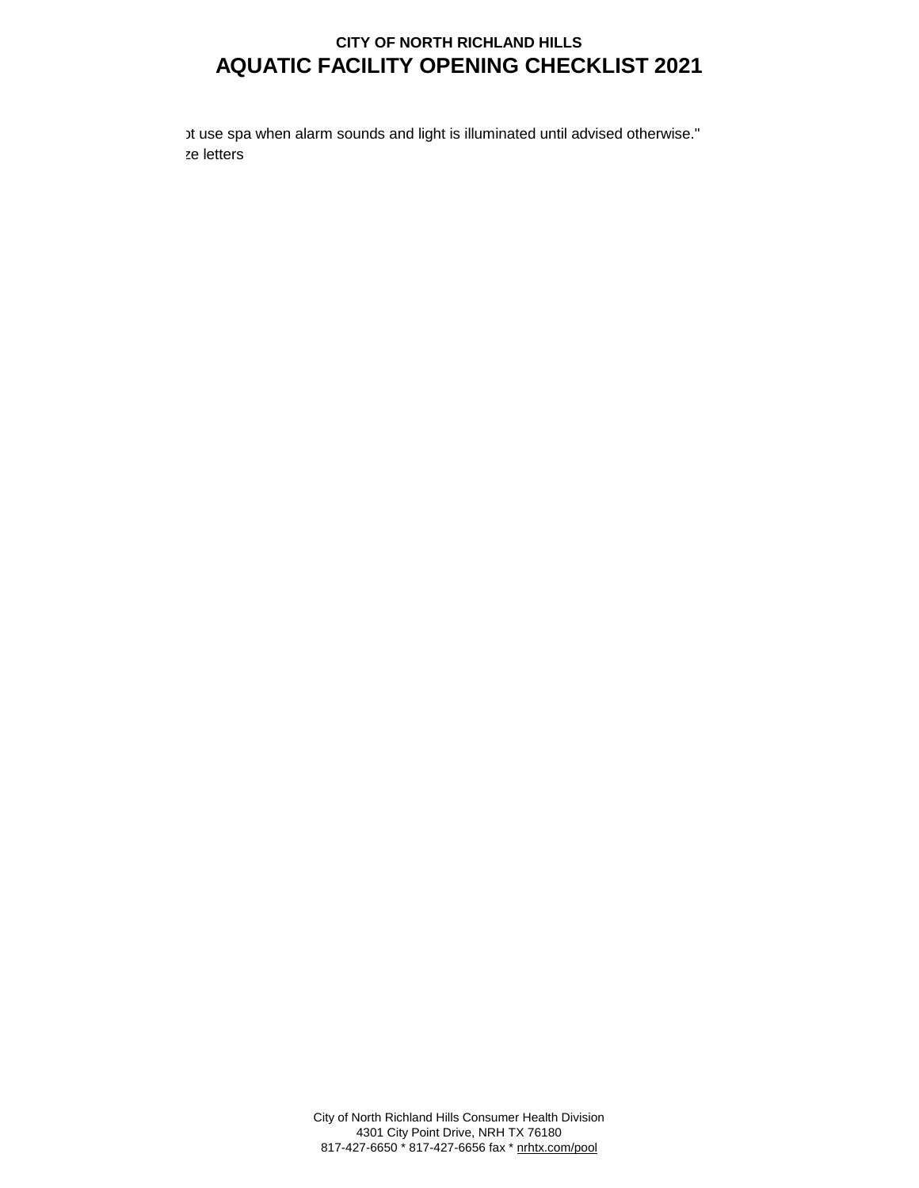ɔt use spa when alarm sounds and light is illuminated until advised otherwise."

ze letters